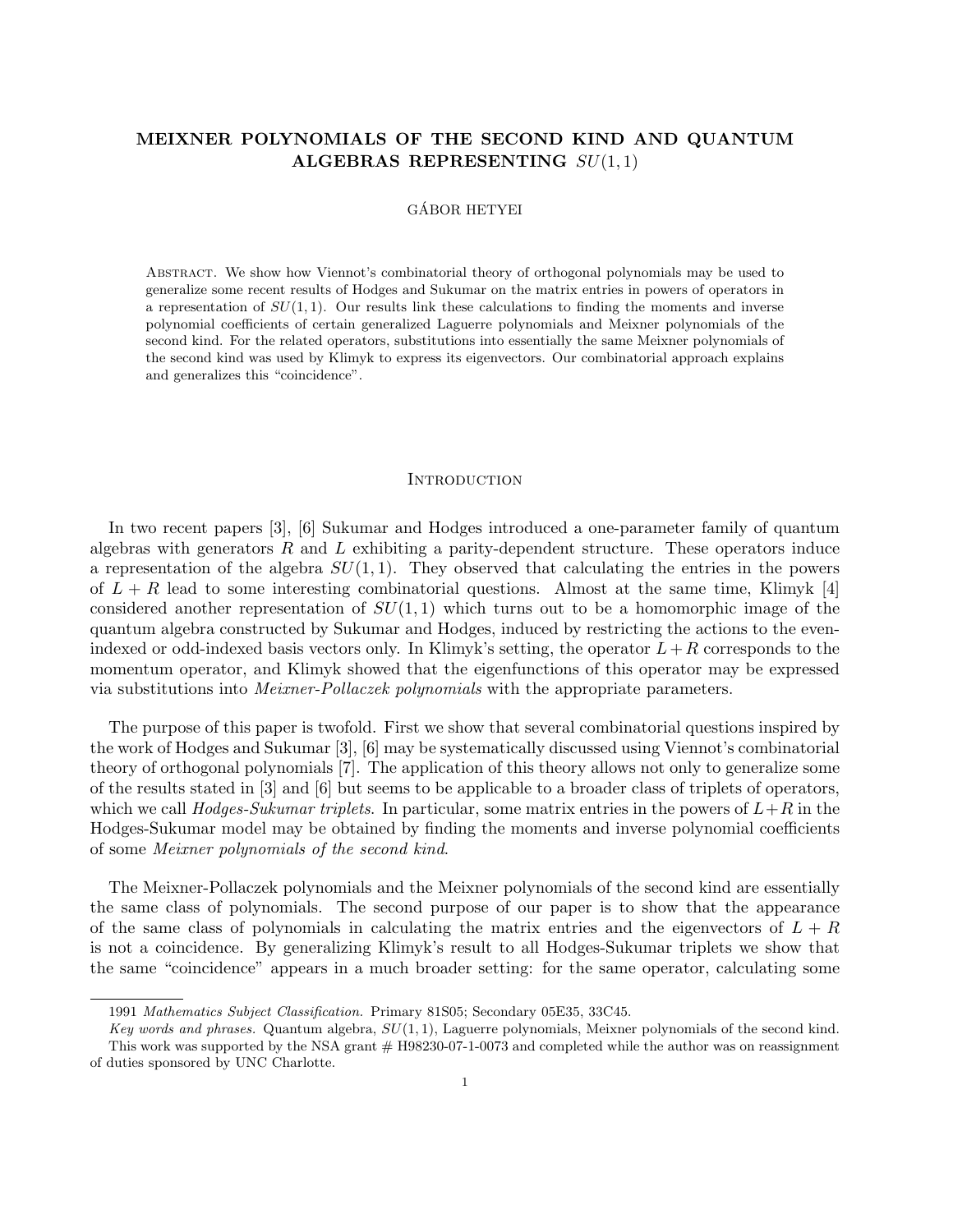# MEIXNER POLYNOMIALS OF THE SECOND KIND AND QUANTUM ALGEBRAS REPRESENTING $SU(1,1)$

GÁBOR HETYEI

Abstract. We show how Viennot's combinatorial theory of orthogonal polynomials may be used to generalize some recent results of Hodges and Sukumar on the matrix entries in powers of operators in a representation of $SU(1,1)$. Our results link these calculations to finding the moments and inverse polynomial coefficients of certain generalized Laguerre polynomials and Meixner polynomials of the second kind. For the related operators, substitutions into essentially the same Meixner polynomials of the second kind was used by Klimyk to express its eigenvectors. Our combinatorial approach explains and generalizes this "coincidence".

## Introduction

In two recent papers [3], [6] Sukumar and Hodges introduced a one-parameter family of quantum algebras with generators $R$ and $L$ exhibiting a parity-dependent structure. These operators induce a representation of the algebra $SU(1,1)$. They observed that calculating the entries in the powers of $L+R$ lead to some interesting combinatorial questions. Almost at the same time, Klimyk [4] considered another representation of $SU(1,1)$ which turns out to be a homomorphic image of the quantum algebra constructed by Sukumar and Hodges, induced by restricting the actions to the even-indexed or odd-indexed basis vectors only. In Klimyk's setting, the operator $L+R$ corresponds to the momentum operator, and Klimyk showed that the eigenfunctions of this operator may be expressed via substitutions into *Meixner-Pollaczek polynomials* with the appropriate parameters.

The purpose of this paper is twofold. First we show that several combinatorial questions inspired by the work of Hodges and Sukumar [3], [6] may be systematically discussed using Viennot's combinatorial theory of orthogonal polynomials [7]. The application of this theory allows not only to generalize some of the results stated in [3] and [6] but seems to be applicable to a broader class of triplets of operators, which we call *Hodges-Sukumar triplets*. In particular, some matrix entries in the powers of $L+R$ in the Hodges-Sukumar model may be obtained by finding the moments and inverse polynomial coefficients of some *Meixner polynomials of the second kind*.

The Meixner-Pollaczek polynomials and the Meixner polynomials of the second kind are essentially the same class of polynomials. The second purpose of our paper is to show that the appearance of the same class of polynomials in calculating the matrix entries and the eigenvectors of $L+R$ is not a coincidence. By generalizing Klimyk's result to all Hodges-Sukumar triplets we show that the same "coincidence" appears in a much broader setting: for the same operator, calculating some

---

1991 *Mathematics Subject Classification.* Primary 81S05; Secondary 05E35, 33C45.

*Key words and phrases.* Quantum algebra, $SU(1,1)$, Laguerre polynomials, Meixner polynomials of the second kind.

This work was supported by the NSA grant # H98230-07-1-0073 and completed while the author was on reassignment of duties sponsored by UNC Charlotte.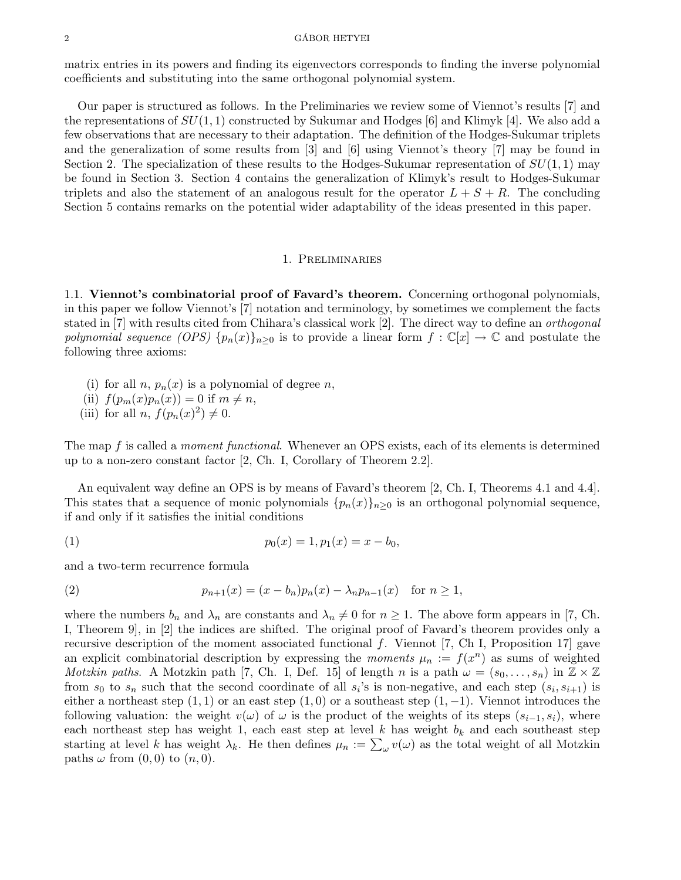matrix entries in its powers and finding its eigenvectors corresponds to finding the inverse polynomial coefficients and substituting into the same orthogonal polynomial system.

Our paper is structured as follows. In the Preliminaries we review some of Viennot's results [7] and the representations of $SU(1,1)$ constructed by Sukumar and Hodges [6] and Klimyk [4]. We also add a few observations that are necessary to their adaptation. The definition of the Hodges-Sukumar triplets and the generalization of some results from [3] and [6] using Viennot's theory [7] may be found in Section 2. The specialization of these results to the Hodges-Sukumar representation of $SU(1,1)$ may be found in Section 3. Section 4 contains the generalization of Klimyk's result to Hodges-Sukumar triplets and also the statement of an analogous result for the operator $L + S + R$. The concluding Section 5 contains remarks on the potential wider adaptability of the ideas presented in this paper.

## 1. Preliminaries

**1.1. Viennot's combinatorial proof of Favard's theorem.** Concerning orthogonal polynomials, in this paper we follow Viennot's [7] notation and terminology, by sometimes we complement the facts stated in [7] with results cited from Chihara's classical work [2]. The direct way to define an *orthogonal polynomial sequence (OPS)* $\{p_n(x)\}_{n\geq 0}$ is to provide a linear form $f : \mathbb{C}[x] \to \mathbb{C}$ and postulate the following three axioms:

(i) for all $n$, $p_n(x)$ is a polynomial of degree $n$,
(ii) $f(p_m(x)p_n(x)) = 0$ if $m \neq n$,
(iii) for all $n$, $f(p_n(x)^2) \neq 0$.

The map $f$ is called a *moment functional*. Whenever an OPS exists, each of its elements is determined up to a non-zero constant factor [2, Ch. I, Corollary of Theorem 2.2].

An equivalent way define an OPS is by means of Favard's theorem [2, Ch. I, Theorems 4.1 and 4.4]. This states that a sequence of monic polynomials $\{p_n(x)\}_{n\geq 0}$ is an orthogonal polynomial sequence, if and only if it satisfies the initial conditions

$$p_0(x) = 1, p_1(x) = x - b_0, \tag{1}$$

and a two-term recurrence formula

$$p_{n+1}(x) = (x - b_n)p_n(x) - \lambda_n p_{n-1}(x) \quad \text{for } n \geq 1, \tag{2}$$

where the numbers $b_n$ and $\lambda_n$ are constants and $\lambda_n \neq 0$ for $n \geq 1$. The above form appears in [7, Ch. I, Theorem 9], in [2] the indices are shifted. The original proof of Favard's theorem provides only a recursive description of the moment associated functional $f$. Viennot [7, Ch I, Proposition 17] gave an explicit combinatorial description by expressing the *moments* $\mu_n := f(x^n)$ as sums of weighted *Motzkin paths*. A Motzkin path [7, Ch. I, Def. 15] of length $n$ is a path $\omega = (s_0, \ldots, s_n)$ in $\mathbb{Z} \times \mathbb{Z}$ from $s_0$ to $s_n$ such that the second coordinate of all $s_i$'s is non-negative, and each step $(s_i, s_{i+1})$ is either a northeast step $(1, 1)$ or an east step $(1, 0)$ or a southeast step $(1, -1)$. Viennot introduces the following valuation: the weight $v(\omega)$ of $\omega$ is the product of the weights of its steps $(s_{i-1}, s_i)$, where each northeast step has weight 1, each east step at level $k$ has weight $b_k$ and each southeast step starting at level $k$ has weight $\lambda_k$. He then defines $\mu_n := \sum_\omega v(\omega)$ as the total weight of all Motzkin paths $\omega$ from $(0, 0)$ to $(n, 0)$.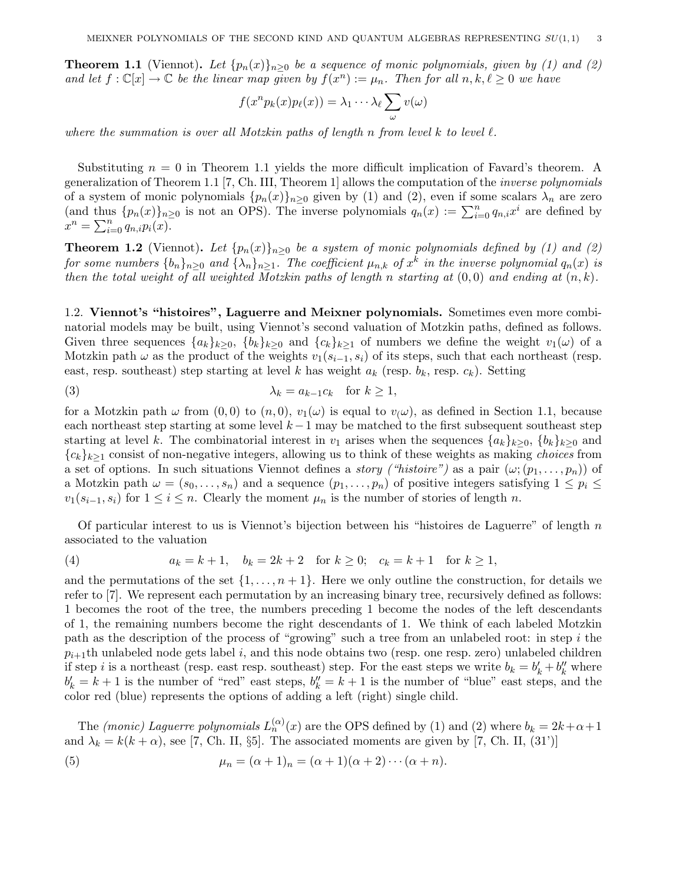**Theorem 1.1** (Viennot)**.** *Let $\{p_n(x)\}_{n\geq 0}$ be a sequence of monic polynomials, given by (1) and (2) and let $f : \mathbb{C}[x] \to \mathbb{C}$ be the linear map given by $f(x^n) := \mu_n$. Then for all $n, k, \ell \geq 0$ we have*

$$f(x^n p_k(x) p_\ell(x)) = \lambda_1 \cdots \lambda_\ell \sum_\omega v(\omega)$$

*where the summation is over all Motzkin paths of length $n$ from level $k$ to level $\ell$.*

Substituting $n = 0$ in Theorem 1.1 yields the more difficult implication of Favard's theorem. A generalization of Theorem 1.1 [7, Ch. III, Theorem 1] allows the computation of the *inverse polynomials* of a system of monic polynomials $\{p_n(x)\}_{n\geq 0}$ given by (1) and (2), even if some scalars $\lambda_n$ are zero (and thus $\{p_n(x)\}_{n\geq 0}$ is not an OPS). The inverse polynomials $q_n(x) := \sum_{i=0}^n q_{n,i} x^i$ are defined by $x^n = \sum_{i=0}^n q_{n,i} p_i(x)$.

**Theorem 1.2** (Viennot)**.** *Let $\{p_n(x)\}_{n\geq 0}$ be a system of monic polynomials defined by (1) and (2) for some numbers $\{b_n\}_{n\geq 0}$ and $\{\lambda_n\}_{n\geq 1}$. The coefficient $\mu_{n,k}$ of $x^k$ in the inverse polynomial $q_n(x)$ is then the total weight of all weighted Motzkin paths of length $n$ starting at $(0, 0)$ and ending at $(n, k)$.*

1.2. **Viennot's "histoires", Laguerre and Meixner polynomials.** Sometimes even more combinatorial models may be built, using Viennot's second valuation of Motzkin paths, defined as follows. Given three sequences $\{a_k\}_{k\geq 0}$, $\{b_k\}_{k\geq 0}$ and $\{c_k\}_{k\geq 1}$ of numbers we define the weight $v_1(\omega)$ of a Motzkin path $\omega$ as the product of the weights $v_1(s_{i-1}, s_i)$ of its steps, such that each northeast (resp. east, resp. southeast) step starting at level $k$ has weight $a_k$ (resp. $b_k$, resp. $c_k$). Setting

$$\lambda_k = a_{k-1} c_k \quad \text{for } k \geq 1, \tag{3}$$

for a Motzkin path $\omega$ from $(0, 0)$ to $(n, 0)$, $v_1(\omega)$ is equal to $v_(\omega)$, as defined in Section 1.1, because each northeast step starting at some level $k-1$ may be matched to the first subsequent southeast step starting at level $k$. The combinatorial interest in $v_1$ arises when the sequences $\{a_k\}_{k\geq 0}$, $\{b_k\}_{k\geq 0}$ and $\{c_k\}_{k\geq 1}$ consist of non-negative integers, allowing us to think of these weights as making *choices* from a set of options. In such situations Viennot defines a *story ("histoire")* as a pair $(\omega; (p_1, \ldots, p_n))$ of a Motzkin path $\omega = (s_0, \ldots, s_n)$ and a sequence $(p_1, \ldots, p_n)$ of positive integers satisfying $1 \leq p_i \leq v_1(s_{i-1}, s_i)$ for $1 \leq i \leq n$. Clearly the moment $\mu_n$ is the number of stories of length $n$.

Of particular interest to us is Viennot's bijection between his "histoires de Laguerre" of length $n$ associated to the valuation

$$a_k = k + 1, \quad b_k = 2k + 2 \quad \text{for } k \geq 0; \quad c_k = k + 1 \quad \text{for } k \geq 1, \tag{4}$$

and the permutations of the set $\{1, \ldots, n + 1\}$. Here we only outline the construction, for details we refer to [7]. We represent each permutation by an increasing binary tree, recursively defined as follows: 1 becomes the root of the tree, the numbers preceding 1 become the nodes of the left descendants of 1, the remaining numbers become the right descendants of 1. We think of each labeled Motzkin path as the description of the process of "growing" such a tree from an unlabeled root: in step $i$ the $p_{i+1}$th unlabeled node gets label $i$, and this node obtains two (resp. one resp. zero) unlabeled children if step $i$ is a northeast (resp. east resp. southeast) step. For the east steps we write $b_k = b'_k + b''_k$ where $b'_k = k + 1$ is the number of "red" east steps, $b''_k = k + 1$ is the number of "blue" east steps, and the color red (blue) represents the options of adding a left (right) single child.

The *(monic) Laguerre polynomials* $L_n^{(\alpha)}(x)$ are the OPS defined by (1) and (2) where $b_k = 2k+\alpha+1$ and $\lambda_k = k(k + \alpha)$, see [7, Ch. II, §5]. The associated moments are given by [7, Ch. II, (31')]

$$\mu_n = (\alpha + 1)_n = (\alpha + 1)(\alpha + 2) \cdots (\alpha + n). \tag{5}$$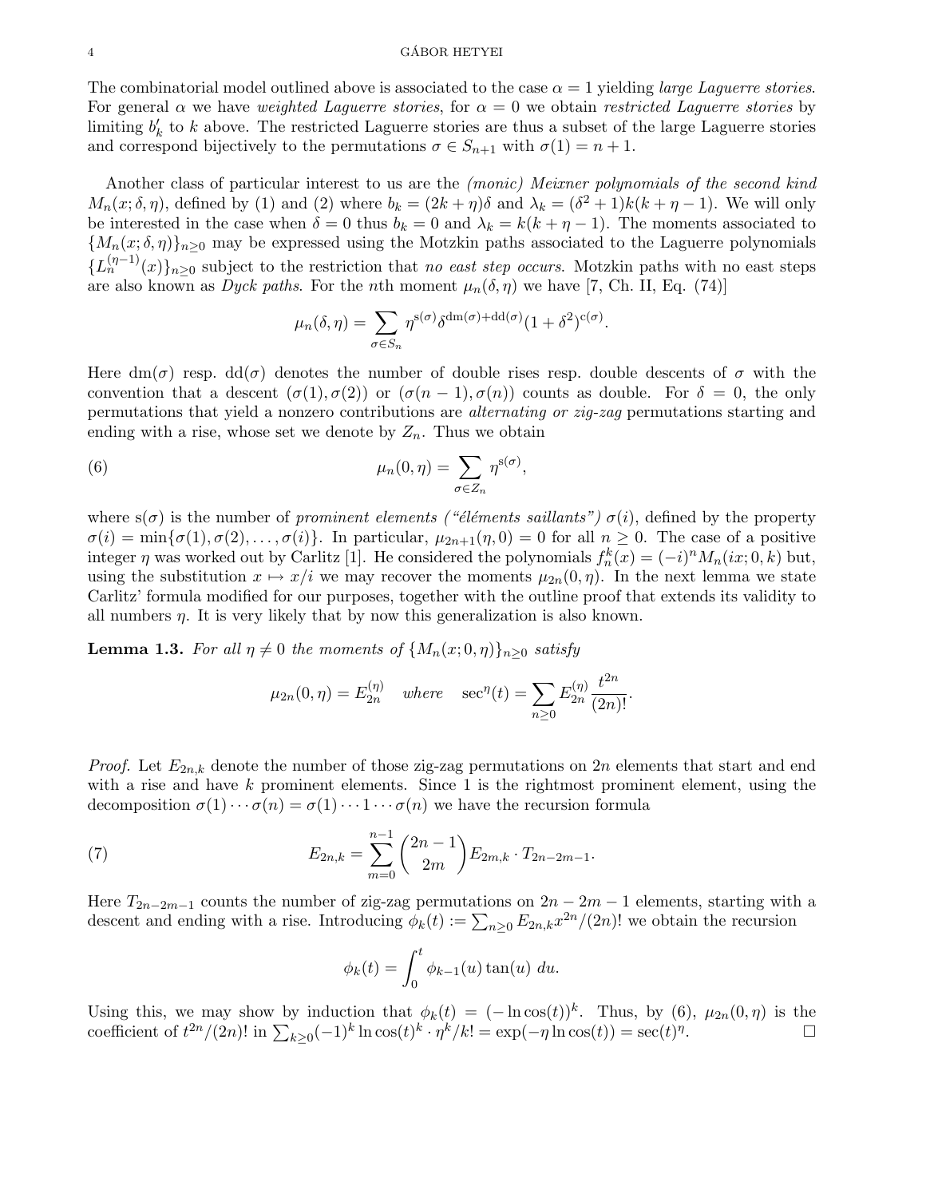The combinatorial model outlined above is associated to the case $\alpha = 1$ yielding *large Laguerre stories*. For general $\alpha$ we have *weighted Laguerre stories*, for $\alpha = 0$ we obtain *restricted Laguerre stories* by limiting $b'_k$ to $k$ above. The restricted Laguerre stories are thus a subset of the large Laguerre stories and correspond bijectively to the permutations $\sigma \in S_{n+1}$ with $\sigma(1) = n+1$.

Another class of particular interest to us are the *(monic) Meixner polynomials of the second kind* $M_n(x;\delta,\eta)$, defined by (1) and (2) where $b_k = (2k+\eta)\delta$ and $\lambda_k = (\delta^2+1)k(k+\eta-1)$. We will only be interested in the case when $\delta = 0$ thus $b_k = 0$ and $\lambda_k = k(k+\eta-1)$. The moments associated to $\{M_n(x;\delta,\eta)\}_{n\geq 0}$ may be expressed using the Motzkin paths associated to the Laguerre polynomials $\{L_n^{(\eta-1)}(x)\}_{n\geq 0}$ subject to the restriction that *no east step occurs*. Motzkin paths with no east steps are also known as *Dyck paths*. For the $n$th moment $\mu_n(\delta,\eta)$ we have [7, Ch. II, Eq. (74)]

$$\mu_n(\delta,\eta) = \sum_{\sigma\in S_n} \eta^{\mathrm{s}(\sigma)}\delta^{\mathrm{dm}(\sigma)+\mathrm{dd}(\sigma)}(1+\delta^2)^{\mathrm{c}(\sigma)}.$$

Here $\mathrm{dm}(\sigma)$ resp. $\mathrm{dd}(\sigma)$ denotes the number of double rises resp. double descents of $\sigma$ with the convention that a descent $(\sigma(1),\sigma(2))$ or $(\sigma(n-1),\sigma(n))$ counts as double. For $\delta = 0$, the only permutations that yield a nonzero contributions are *alternating or zig-zag* permutations starting and ending with a rise, whose set we denote by $Z_n$. Thus we obtain

$$\mu_n(0,\eta) = \sum_{\sigma\in Z_n} \eta^{\mathrm{s}(\sigma)}, \tag{6}$$

where $\mathrm{s}(\sigma)$ is the number of *prominent elements ("éléments saillants")* $\sigma(i)$, defined by the property $\sigma(i) = \min\{\sigma(1),\sigma(2),\ldots,\sigma(i)\}$. In particular, $\mu_{2n+1}(\eta,0) = 0$ for all $n \geq 0$. The case of a positive integer $\eta$ was worked out by Carlitz [1]. He considered the polynomials $f_n^k(x) = (-i)^n M_n(ix;0,k)$ but, using the substitution $x \mapsto x/i$ we may recover the moments $\mu_{2n}(0,\eta)$. In the next lemma we state Carlitz' formula modified for our purposes, together with the outline proof that extends its validity to all numbers $\eta$. It is very likely that by now this generalization is also known.

**Lemma 1.3.** *For all $\eta \neq 0$ the moments of $\{M_n(x;0,\eta)\}_{n\geq 0}$ satisfy*

$$\mu_{2n}(0,\eta) = E_{2n}^{(\eta)} \quad \textit{where} \quad \sec^\eta(t) = \sum_{n\geq 0} E_{2n}^{(\eta)}\frac{t^{2n}}{(2n)!}.$$

*Proof.* Let $E_{2n,k}$ denote the number of those zig-zag permutations on $2n$ elements that start and end with a rise and have $k$ prominent elements. Since 1 is the rightmost prominent element, using the decomposition $\sigma(1)\cdots\sigma(n) = \sigma(1)\cdots 1 \cdots \sigma(n)$ we have the recursion formula

$$E_{2n,k} = \sum_{m=0}^{n-1} \binom{2n-1}{2m} E_{2m,k}\cdot T_{2n-2m-1}. \tag{7}$$

Here $T_{2n-2m-1}$ counts the number of zig-zag permutations on $2n-2m-1$ elements, starting with a descent and ending with a rise. Introducing $\phi_k(t) := \sum_{n\geq 0} E_{2n,k}x^{2n}/(2n)!$ we obtain the recursion

$$\phi_k(t) = \int_0^t \phi_{k-1}(u)\tan(u)\ du.$$

Using this, we may show by induction that $\phi_k(t) = (-\ln\cos(t))^k$. Thus, by (6), $\mu_{2n}(0,\eta)$ is the coefficient of $t^{2n}/(2n)!$ in $\sum_{k\geq 0}(-1)^k \ln\cos(t)^k\cdot\eta^k/k! = \exp(-\eta\ln\cos(t)) = \sec(t)^\eta$. $\square$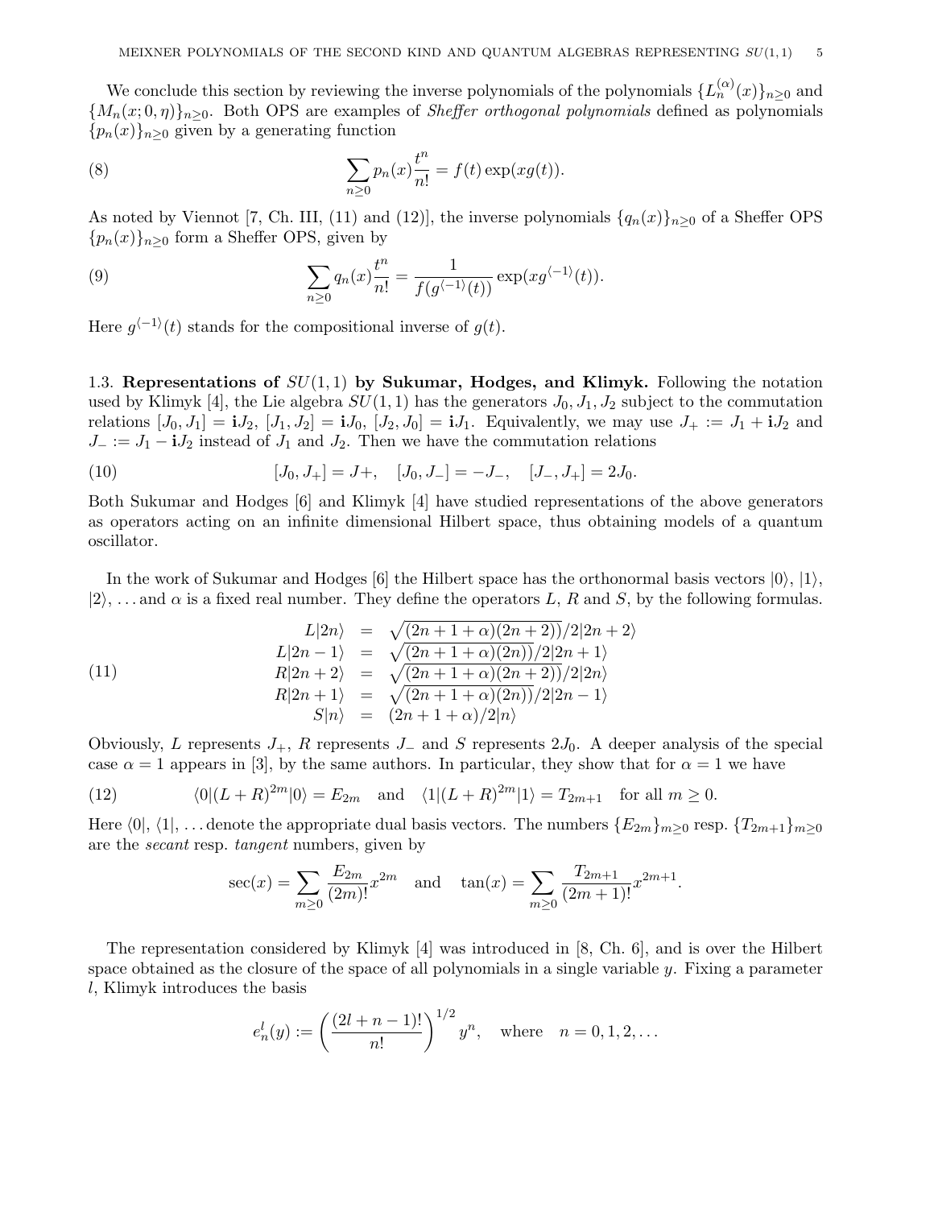We conclude this section by reviewing the inverse polynomials of the polynomials $\{L_n^{(\alpha)}(x)\}_{n\geq 0}$ and $\{M_n(x;0,\eta)\}_{n\geq 0}$. Both OPS are examples of *Sheffer orthogonal polynomials* defined as polynomials $\{p_n(x)\}_{n\geq 0}$ given by a generating function

$$\sum_{n\geq 0} p_n(x)\frac{t^n}{n!} = f(t)\exp(xg(t)). \tag{8}$$

As noted by Viennot [7, Ch. III, (11) and (12)], the inverse polynomials $\{q_n(x)\}_{n\geq 0}$ of a Sheffer OPS $\{p_n(x)\}_{n\geq 0}$ form a Sheffer OPS, given by

$$\sum_{n\geq 0} q_n(x)\frac{t^n}{n!} = \frac{1}{f(g^{\langle -1\rangle}(t))}\exp(xg^{\langle -1\rangle}(t)). \tag{9}$$

Here $g^{\langle -1\rangle}(t)$ stands for the compositional inverse of $g(t)$.

### 1.3. Representations of $SU(1,1)$ by Sukumar, Hodges, and Klimyk.

Following the notation used by Klimyk [4], the Lie algebra $SU(1,1)$ has the generators $J_0, J_1, J_2$ subject to the commutation relations $[J_0, J_1] = \mathbf{i}J_2$, $[J_1, J_2] = \mathbf{i}J_0$, $[J_2, J_0] = \mathbf{i}J_1$. Equivalently, we may use $J_+ := J_1 + \mathbf{i}J_2$ and $J_- := J_1 - \mathbf{i}J_2$ instead of $J_1$ and $J_2$. Then we have the commutation relations

$$[J_0, J_+] = J+, \quad [J_0, J_-] = -J_-, \quad [J_-, J_+] = 2J_0. \tag{10}$$

Both Sukumar and Hodges [6] and Klimyk [4] have studied representations of the above generators as operators acting on an infinite dimensional Hilbert space, thus obtaining models of a quantum oscillator.

In the work of Sukumar and Hodges [6] the Hilbert space has the orthonormal basis vectors $|0\rangle$, $|1\rangle$, $|2\rangle, \ldots$ and $\alpha$ is a fixed real number. They define the operators $L$, $R$ and $S$, by the following formulas.

$$\begin{array}{rcl} L|2n\rangle & = & \sqrt{(2n+1+\alpha)(2n+2))}/2|2n+2\rangle \\ L|2n-1\rangle & = & \sqrt{(2n+1+\alpha)(2n))}/2|2n+1\rangle \\ R|2n+2\rangle & = & \sqrt{(2n+1+\alpha)(2n+2))}/2|2n\rangle \\ R|2n+1\rangle & = & \sqrt{(2n+1+\alpha)(2n))}/2|2n-1\rangle \\ S|n\rangle & = & (2n+1+\alpha)/2|n\rangle \end{array} \tag{11}$$

Obviously, $L$ represents $J_+$, $R$ represents $J_-$ and $S$ represents $2J_0$. A deeper analysis of the special case $\alpha = 1$ appears in [3], by the same authors. In particular, they show that for $\alpha = 1$ we have

$$\langle 0|(L+R)^{2m}|0\rangle = E_{2m} \quad \text{and} \quad \langle 1|(L+R)^{2m}|1\rangle = T_{2m+1} \quad \text{for all } m\geq 0. \tag{12}$$

Here $\langle 0|$, $\langle 1|, \ldots$ denote the appropriate dual basis vectors. The numbers $\{E_{2m}\}_{m\geq 0}$ resp. $\{T_{2m+1}\}_{m\geq 0}$ are the *secant* resp. *tangent* numbers, given by

$$\sec(x) = \sum_{m\geq 0}\frac{E_{2m}}{(2m)!}x^{2m} \quad \text{and} \quad \tan(x) = \sum_{m\geq 0}\frac{T_{2m+1}}{(2m+1)!}x^{2m+1}.$$

The representation considered by Klimyk [4] was introduced in [8, Ch. 6], and is over the Hilbert space obtained as the closure of the space of all polynomials in a single variable $y$. Fixing a parameter $l$, Klimyk introduces the basis

$$e_n^l(y) := \left(\frac{(2l+n-1)!}{n!}\right)^{1/2} y^n, \quad \text{where} \quad n = 0, 1, 2, \ldots$$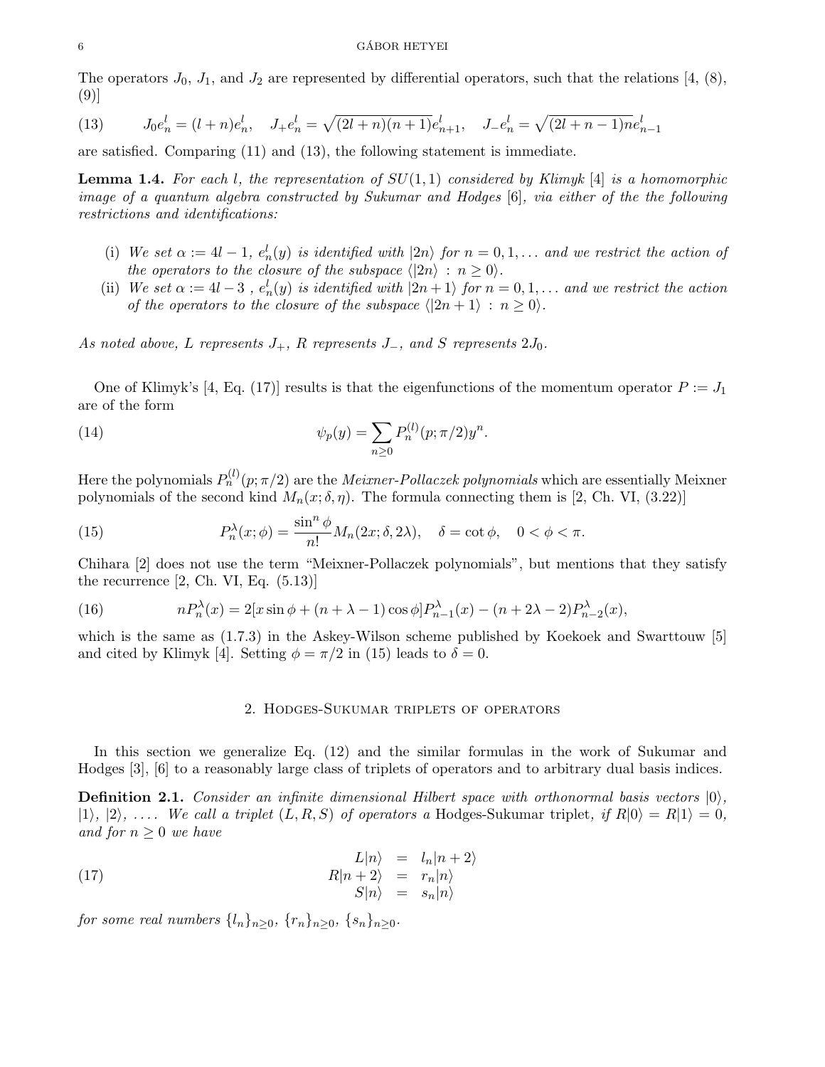The operators $J_0$, $J_1$, and $J_2$ are represented by differential operators, such that the relations [4, (8), (9)]

$$J_0 e^l_n = (l+n)e^l_n, \quad J_+ e^l_n = \sqrt{(2l+n)(n+1)}e^l_{n+1}, \quad J_- e^l_n = \sqrt{(2l+n-1)n}e^l_{n-1} \tag{13}$$

are satisfied. Comparing (11) and (13), the following statement is immediate.

**Lemma 1.4.** *For each $l$, the representation of $SU(1,1)$ considered by Klimyk [4] is a homomorphic image of a quantum algebra constructed by Sukumar and Hodges [6], via either of the the following restrictions and identifications:*

- (i) *We set $\alpha := 4l-1$, $e^l_n(y)$ is identified with $|2n\rangle$ for $n = 0, 1, \ldots$ and we restrict the action of the operators to the closure of the subspace $\langle |2n\rangle : n \geq 0\rangle$.*
- (ii) *We set $\alpha := 4l-3$ , $e^l_n(y)$ is identified with $|2n+1\rangle$ for $n = 0, 1, \ldots$ and we restrict the action of the operators to the closure of the subspace $\langle |2n+1\rangle : n \geq 0\rangle$.*

*As noted above, $L$ represents $J_+$, $R$ represents $J_-$, and $S$ represents $2J_0$.*

One of Klimyk's [4, Eq. (17)] results is that the eigenfunctions of the momentum operator $P := J_1$ are of the form

$$\psi_p(y) = \sum_{n\geq 0} P^{(l)}_n(p; \pi/2)y^n. \tag{14}$$

Here the polynomials $P^{(l)}_n(p; \pi/2)$ are the *Meixner-Pollaczek polynomials* which are essentially Meixner polynomials of the second kind $M_n(x; \delta, \eta)$. The formula connecting them is [2, Ch. VI, (3.22)]

$$P^{\lambda}_n(x; \phi) = \frac{\sin^n \phi}{n!} M_n(2x; \delta, 2\lambda), \quad \delta = \cot \phi, \quad 0 < \phi < \pi. \tag{15}$$

Chihara [2] does not use the term "Meixner-Pollaczek polynomials", but mentions that they satisfy the recurrence [2, Ch. VI, Eq. (5.13)]

$$nP^{\lambda}_n(x) = 2[x \sin \phi + (n + \lambda - 1) \cos \phi]P^{\lambda}_{n-1}(x) - (n + 2\lambda - 2)P^{\lambda}_{n-2}(x), \tag{16}$$

which is the same as (1.7.3) in the Askey-Wilson scheme published by Koekoek and Swarttouw [5] and cited by Klimyk [4]. Setting $\phi = \pi/2$ in (15) leads to $\delta = 0$.

## 2. Hodges-Sukumar triplets of operators

In this section we generalize Eq. (12) and the similar formulas in the work of Sukumar and Hodges [3], [6] to a reasonably large class of triplets of operators and to arbitrary dual basis indices.

**Definition 2.1.** *Consider an infinite dimensional Hilbert space with orthonormal basis vectors $|0\rangle$, $|1\rangle$, $|2\rangle$, .... We call a triplet $(L, R, S)$ of operators a* Hodges-Sukumar triplet*, if $R|0\rangle = R|1\rangle = 0$, and for $n \geq 0$ we have*

$$\begin{aligned} L|n\rangle &= l_n|n+2\rangle \\ R|n+2\rangle &= r_n|n\rangle \\ S|n\rangle &= s_n|n\rangle \end{aligned} \tag{17}$$

*for some real numbers $\{l_n\}_{n\geq 0}$, $\{r_n\}_{n\geq 0}$, $\{s_n\}_{n\geq 0}$.*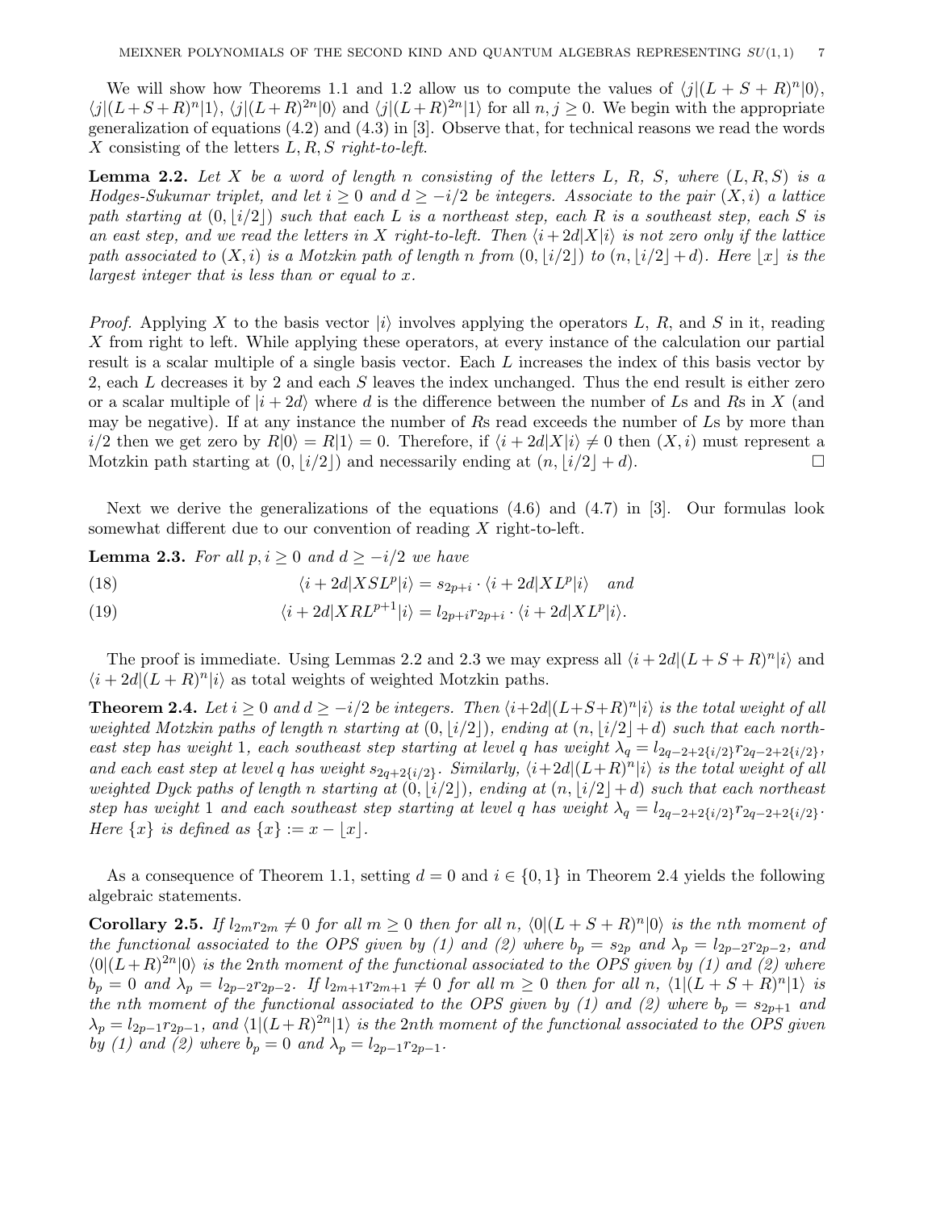We will show how Theorems 1.1 and 1.2 allow us to compute the values of $\langle j|(L+S+R)^n|0\rangle$, $\langle j|(L+S+R)^n|1\rangle$, $\langle j|(L+R)^{2n}|0\rangle$ and $\langle j|(L+R)^{2n}|1\rangle$ for all $n, j \geq 0$. We begin with the appropriate generalization of equations (4.2) and (4.3) in [3]. Observe that, for technical reasons we read the words $X$ consisting of the letters $L, R, S$ *right-to-left*.

**Lemma 2.2.** *Let $X$ be a word of length $n$ consisting of the letters $L$, $R$, $S$, where $(L, R, S)$ is a Hodges-Sukumar triplet, and let $i \geq 0$ and $d \geq -i/2$ be integers. Associate to the pair $(X, i)$ a lattice path starting at $(0, \lfloor i/2 \rfloor)$ such that each $L$ is a northeast step, each $R$ is a southeast step, each $S$ is an east step, and we read the letters in $X$ right-to-left. Then $\langle i+2d|X|i\rangle$ is not zero only if the lattice path associated to $(X, i)$ is a Motzkin path of length $n$ from $(0, \lfloor i/2 \rfloor)$ to $(n, \lfloor i/2 \rfloor + d)$. Here $\lfloor x \rfloor$ is the largest integer that is less than or equal to $x$.*

*Proof.* Applying $X$ to the basis vector $|i\rangle$ involves applying the operators $L$, $R$, and $S$ in it, reading $X$ from right to left. While applying these operators, at every instance of the calculation our partial result is a scalar multiple of a single basis vector. Each $L$ increases the index of this basis vector by 2, each $L$ decreases it by 2 and each $S$ leaves the index unchanged. Thus the end result is either zero or a scalar multiple of $|i+2d\rangle$ where $d$ is the difference between the number of $L$s and $R$s in $X$ (and may be negative). If at any instance the number of $R$s read exceeds the number of $L$s by more than $i/2$ then we get zero by $R|0\rangle = R|1\rangle = 0$. Therefore, if $\langle i+2d|X|i\rangle \neq 0$ then $(X, i)$ must represent a Motzkin path starting at $(0, \lfloor i/2 \rfloor)$ and necessarily ending at $(n, \lfloor i/2 \rfloor + d)$. $\square$

Next we derive the generalizations of the equations (4.6) and (4.7) in [3]. Our formulas look somewhat different due to our convention of reading $X$ right-to-left.

**Lemma 2.3.** *For all $p, i \geq 0$ and $d \geq -i/2$ we have*

$$\langle i+2d|XSL^p|i\rangle = s_{2p+i} \cdot \langle i+2d|XL^p|i\rangle \quad \text{and} \tag{18}$$

$$\langle i+2d|XRL^{p+1}|i\rangle = l_{2p+i}r_{2p+i} \cdot \langle i+2d|XL^p|i\rangle. \tag{19}$$

The proof is immediate. Using Lemmas 2.2 and 2.3 we may express all $\langle i+2d|(L+S+R)^n|i\rangle$ and $\langle i+2d|(L+R)^n|i\rangle$ as total weights of weighted Motzkin paths.

**Theorem 2.4.** *Let $i \geq 0$ and $d \geq -i/2$ be integers. Then $\langle i+2d|(L+S+R)^n|i\rangle$ is the total weight of all weighted Motzkin paths of length $n$ starting at $(0, \lfloor i/2 \rfloor)$, ending at $(n, \lfloor i/2 \rfloor + d)$ such that each northeast step has weight 1, each southeast step starting at level $q$ has weight $\lambda_q = l_{2q-2+2\{i/2\}}r_{2q-2+2\{i/2\}}$, and each east step at level $q$ has weight $s_{2q+2\{i/2\}}$. Similarly, $\langle i+2d|(L+R)^n|i\rangle$ is the total weight of all weighted Dyck paths of length $n$ starting at $(0, \lfloor i/2 \rfloor)$, ending at $(n, \lfloor i/2 \rfloor + d)$ such that each northeast step has weight 1 and each southeast step starting at level $q$ has weight $\lambda_q = l_{2q-2+2\{i/2\}}r_{2q-2+2\{i/2\}}$. Here $\{x\}$ is defined as $\{x\} := x - \lfloor x \rfloor$.*

As a consequence of Theorem 1.1, setting $d = 0$ and $i \in \{0, 1\}$ in Theorem 2.4 yields the following algebraic statements.

**Corollary 2.5.** *If $l_{2m}r_{2m} \neq 0$ for all $m \geq 0$ then for all $n$, $\langle 0|(L+S+R)^n|0\rangle$ is the $n$th moment of the functional associated to the OPS given by (1) and (2) where $b_p = s_{2p}$ and $\lambda_p = l_{2p-2}r_{2p-2}$, and $\langle 0|(L+R)^{2n}|0\rangle$ is the $2n$th moment of the functional associated to the OPS given by (1) and (2) where $b_p = 0$ and $\lambda_p = l_{2p-2}r_{2p-2}$. If $l_{2m+1}r_{2m+1} \neq 0$ for all $m \geq 0$ then for all $n$, $\langle 1|(L+S+R)^n|1\rangle$ is the $n$th moment of the functional associated to the OPS given by (1) and (2) where $b_p = s_{2p+1}$ and $\lambda_p = l_{2p-1}r_{2p-1}$, and $\langle 1|(L+R)^{2n}|1\rangle$ is the $2n$th moment of the functional associated to the OPS given by (1) and (2) where $b_p = 0$ and $\lambda_p = l_{2p-1}r_{2p-1}$.*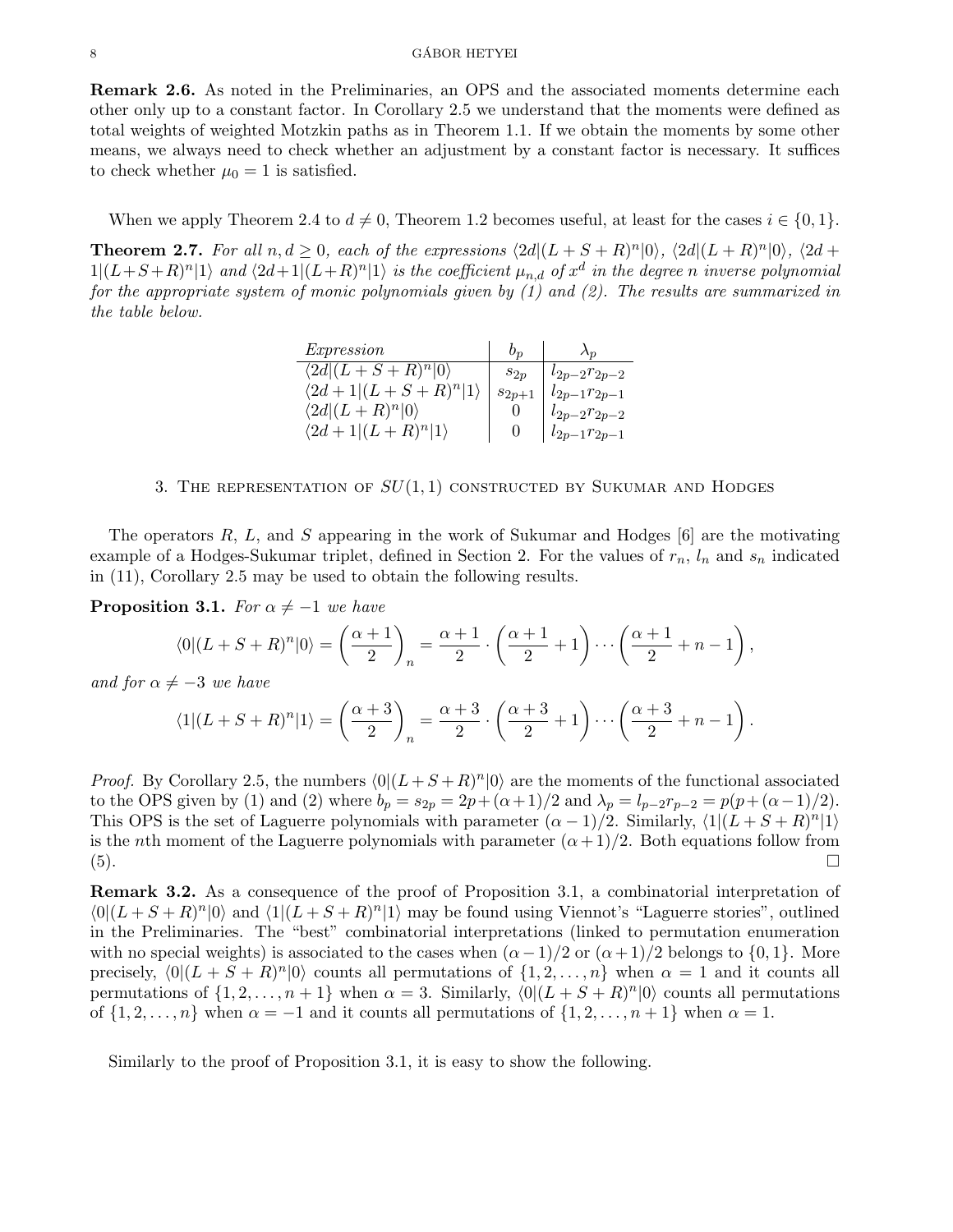**Remark 2.6.** As noted in the Preliminaries, an OPS and the associated moments determine each other only up to a constant factor. In Corollary 2.5 we understand that the moments were defined as total weights of weighted Motzkin paths as in Theorem 1.1. If we obtain the moments by some other means, we always need to check whether an adjustment by a constant factor is necessary. It suffices to check whether $\mu_0 = 1$ is satisfied.

When we apply Theorem 2.4 to $d \neq 0$, Theorem 1.2 becomes useful, at least for the cases $i \in \{0, 1\}$.

**Theorem 2.7.** *For all $n, d \geq 0$, each of the expressions $\langle 2d|(L+S+R)^n|0\rangle$, $\langle 2d|(L+R)^n|0\rangle$, $\langle 2d+1|(L+S+R)^n|1\rangle$ and $\langle 2d+1|(L+R)^n|1\rangle$ is the coefficient $\mu_{n,d}$ of $x^d$ in the degree $n$ inverse polynomial for the appropriate system of monic polynomials given by (1) and (2). The results are summarized in the table below.*

| *Expression* | $b_p$ | $\lambda_p$ |
|---|---|---|
| $\langle 2d\|(L+S+R)^n\|0\rangle$ | $s_{2p}$ | $l_{2p-2}r_{2p-2}$ |
| $\langle 2d+1\|(L+S+R)^n\|1\rangle$ | $s_{2p+1}$ | $l_{2p-1}r_{2p-1}$ |
| $\langle 2d\|(L+R)^n\|0\rangle$ | $0$ | $l_{2p-2}r_{2p-2}$ |
| $\langle 2d+1\|(L+R)^n\|1\rangle$ | $0$ | $l_{2p-1}r_{2p-1}$ |

## 3. The representation of $SU(1,1)$ constructed by Sukumar and Hodges

The operators $R$, $L$, and $S$ appearing in the work of Sukumar and Hodges [6] are the motivating example of a Hodges-Sukumar triplet, defined in Section 2. For the values of $r_n$, $l_n$ and $s_n$ indicated in (11), Corollary 2.5 may be used to obtain the following results.

**Proposition 3.1.** *For $\alpha \neq -1$ we have*

$$\langle 0|(L+S+R)^n|0\rangle = \left(\frac{\alpha+1}{2}\right)_n = \frac{\alpha+1}{2} \cdot \left(\frac{\alpha+1}{2}+1\right) \cdots \left(\frac{\alpha+1}{2}+n-1\right),$$

*and for $\alpha \neq -3$ we have*

$$\langle 1|(L+S+R)^n|1\rangle = \left(\frac{\alpha+3}{2}\right)_n = \frac{\alpha+3}{2} \cdot \left(\frac{\alpha+3}{2}+1\right) \cdots \left(\frac{\alpha+3}{2}+n-1\right).$$

*Proof.* By Corollary 2.5, the numbers $\langle 0|(L+S+R)^n|0\rangle$ are the moments of the functional associated to the OPS given by (1) and (2) where $b_p = s_{2p} = 2p + (\alpha+1)/2$ and $\lambda_p = l_{p-2}r_{p-2} = p(p+(\alpha-1)/2)$. This OPS is the set of Laguerre polynomials with parameter $(\alpha-1)/2$. Similarly, $\langle 1|(L+S+R)^n|1\rangle$ is the $n$th moment of the Laguerre polynomials with parameter $(\alpha+1)/2$. Both equations follow from (5). $\square$

**Remark 3.2.** As a consequence of the proof of Proposition 3.1, a combinatorial interpretation of $\langle 0|(L+S+R)^n|0\rangle$ and $\langle 1|(L+S+R)^n|1\rangle$ may be found using Viennot's "Laguerre stories", outlined in the Preliminaries. The "best" combinatorial interpretations (linked to permutation enumeration with no special weights) is associated to the cases when $(\alpha-1)/2$ or $(\alpha+1)/2$ belongs to $\{0, 1\}$. More precisely, $\langle 0|(L+S+R)^n|0\rangle$ counts all permutations of $\{1, 2, \ldots, n\}$ when $\alpha = 1$ and it counts all permutations of $\{1, 2, \ldots, n+1\}$ when $\alpha = 3$. Similarly, $\langle 0|(L+S+R)^n|0\rangle$ counts all permutations of $\{1, 2, \ldots, n\}$ when $\alpha = -1$ and it counts all permutations of $\{1, 2, \ldots, n+1\}$ when $\alpha = 1$.

Similarly to the proof of Proposition 3.1, it is easy to show the following.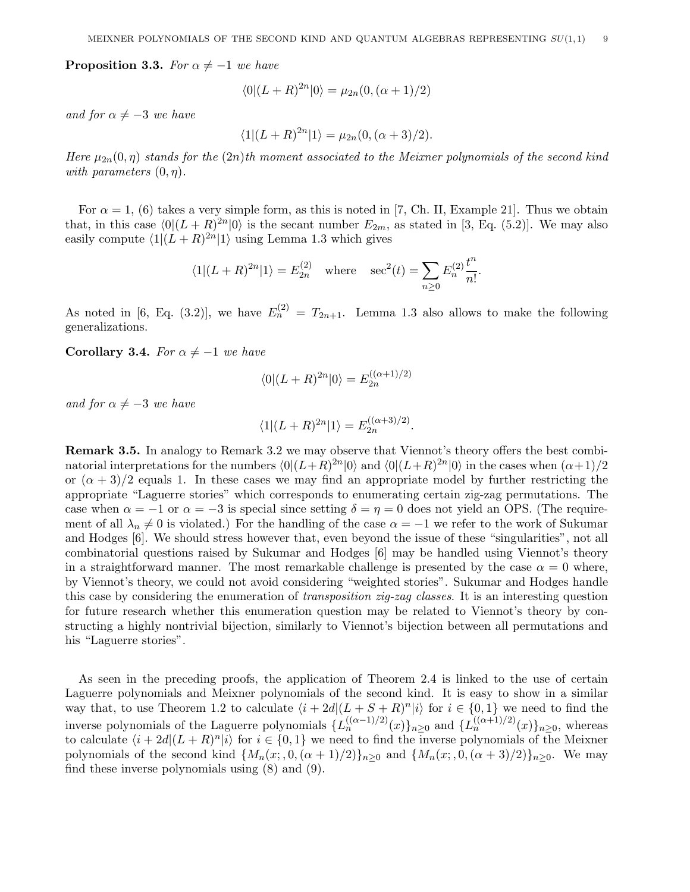**Proposition 3.3.** *For $\alpha \neq -1$ we have*

$$\langle 0|(L+R)^{2n}|0\rangle = \mu_{2n}(0,(\alpha+1)/2)$$

*and for $\alpha \neq -3$ we have*

$$\langle 1|(L+R)^{2n}|1\rangle = \mu_{2n}(0,(\alpha+3)/2).$$

*Here $\mu_{2n}(0,\eta)$ stands for the $(2n)$th moment associated to the Meixner polynomials of the second kind with parameters $(0,\eta)$.*

For $\alpha = 1$, (6) takes a very simple form, as this is noted in [7, Ch. II, Example 21]. Thus we obtain that, in this case $\langle 0|(L+R)^{2n}|0\rangle$ is the secant number $E_{2m}$, as stated in [3, Eq. (5.2)]. We may also easily compute $\langle 1|(L+R)^{2n}|1\rangle$ using Lemma 1.3 which gives

$$\langle 1|(L+R)^{2n}|1\rangle = E^{(2)}_{2n} \quad \text{where} \quad \sec^2(t) = \sum_{n\geq 0} E^{(2)}_n \frac{t^n}{n!}.$$

As noted in [6, Eq. (3.2)], we have $E^{(2)}_n = T_{2n+1}$. Lemma 1.3 also allows to make the following generalizations.

**Corollary 3.4.** *For $\alpha \neq -1$ we have*

$$\langle 0|(L+R)^{2n}|0\rangle = E^{((\alpha+1)/2)}_{2n}$$

*and for $\alpha \neq -3$ we have*

$$\langle 1|(L+R)^{2n}|1\rangle = E^{((\alpha+3)/2)}_{2n}.$$

**Remark 3.5.** In analogy to Remark 3.2 we may observe that Viennot's theory offers the best combinatorial interpretations for the numbers $\langle 0|(L+R)^{2n}|0\rangle$ and $\langle 0|(L+R)^{2n}|0\rangle$ in the cases when $(\alpha+1)/2$ or $(\alpha+3)/2$ equals 1. In these cases we may find an appropriate model by further restricting the appropriate "Laguerre stories" which corresponds to enumerating certain zig-zag permutations. The case when $\alpha = -1$ or $\alpha = -3$ is special since setting $\delta = \eta = 0$ does not yield an OPS. (The requirement of all $\lambda_n \neq 0$ is violated.) For the handling of the case $\alpha = -1$ we refer to the work of Sukumar and Hodges [6]. We should stress however that, even beyond the issue of these "singularities", not all combinatorial questions raised by Sukumar and Hodges [6] may be handled using Viennot's theory in a straightforward manner. The most remarkable challenge is presented by the case $\alpha = 0$ where, by Viennot's theory, we could not avoid considering "weighted stories". Sukumar and Hodges handle this case by considering the enumeration of *transposition zig-zag classes*. It is an interesting question for future research whether this enumeration question may be related to Viennot's theory by constructing a highly nontrivial bijection, similarly to Viennot's bijection between all permutations and his "Laguerre stories".

As seen in the preceding proofs, the application of Theorem 2.4 is linked to the use of certain Laguerre polynomials and Meixner polynomials of the second kind. It is easy to show in a similar way that, to use Theorem 1.2 to calculate $\langle i+2d|(L+S+R)^n|i\rangle$ for $i \in \{0,1\}$ we need to find the inverse polynomials of the Laguerre polynomials $\{L^{((\alpha-1)/2)}_n(x)\}_{n\geq 0}$ and $\{L^{((\alpha+1)/2)}_n(x)\}_{n\geq 0}$, whereas to calculate $\langle i+2d|(L+R)^n|i\rangle$ for $i \in \{0,1\}$ we need to find the inverse polynomials of the Meixner polynomials of the second kind $\{M_n(x;,0,(\alpha+1)/2)\}_{n\geq 0}$ and $\{M_n(x;,0,(\alpha+3)/2)\}_{n\geq 0}$. We may find these inverse polynomials using (8) and (9).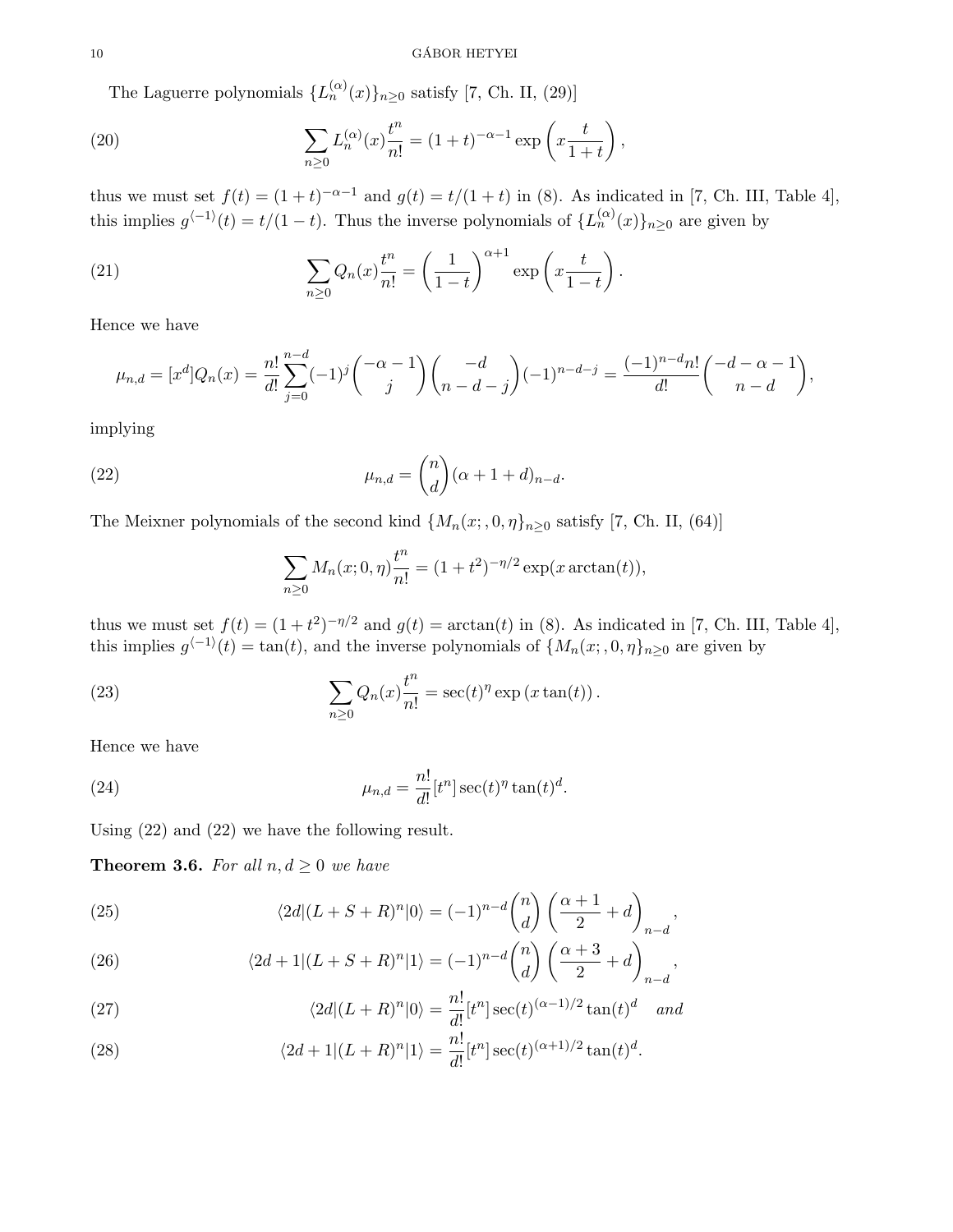The Laguerre polynomials $\{L_n^{(\alpha)}(x)\}_{n\geq 0}$ satisfy [7, Ch. II, (29)]

$$\sum_{n\geq 0} L_n^{(\alpha)}(x)\frac{t^n}{n!} = (1+t)^{-\alpha-1}\exp\left(x\frac{t}{1+t}\right), \tag{20}$$

thus we must set $f(t) = (1+t)^{-\alpha-1}$ and $g(t) = t/(1+t)$ in (8). As indicated in [7, Ch. III, Table 4], this implies $g^{\langle -1\rangle}(t) = t/(1-t)$. Thus the inverse polynomials of $\{L_n^{(\alpha)}(x)\}_{n\geq 0}$ are given by

$$\sum_{n\geq 0} Q_n(x)\frac{t^n}{n!} = \left(\frac{1}{1-t}\right)^{\alpha+1}\exp\left(x\frac{t}{1-t}\right). \tag{21}$$

Hence we have

$$\mu_{n,d} = [x^d]Q_n(x) = \frac{n!}{d!}\sum_{j=0}^{n-d}(-1)^j\binom{-\alpha-1}{j}\binom{-d}{n-d-j}(-1)^{n-d-j} = \frac{(-1)^{n-d}n!}{d!}\binom{-d-\alpha-1}{n-d},$$

implying

$$\mu_{n,d} = \binom{n}{d}(\alpha+1+d)_{n-d}. \tag{22}$$

The Meixner polynomials of the second kind $\{M_n(x;,0,\eta\}_{n\geq 0}$ satisfy [7, Ch. II, (64)]

$$\sum_{n\geq 0} M_n(x;0,\eta)\frac{t^n}{n!} = (1+t^2)^{-\eta/2}\exp(x\arctan(t)),$$

thus we must set $f(t) = (1+t^2)^{-\eta/2}$ and $g(t) = \arctan(t)$ in (8). As indicated in [7, Ch. III, Table 4], this implies $g^{\langle -1\rangle}(t) = \tan(t)$, and the inverse polynomials of $\{M_n(x;,0,\eta\}_{n\geq 0}$ are given by

$$\sum_{n\geq 0} Q_n(x)\frac{t^n}{n!} = \sec(t)^{\eta}\exp\left(x\tan(t)\right). \tag{23}$$

Hence we have

$$\mu_{n,d} = \frac{n!}{d!}[t^n]\sec(t)^{\eta}\tan(t)^d. \tag{24}$$

Using (22) and (22) we have the following result.

**Theorem 3.6.** *For all $n, d \geq 0$ we have*

$$\langle 2d|(L+S+R)^n|0\rangle = (-1)^{n-d}\binom{n}{d}\left(\frac{\alpha+1}{2}+d\right)_{n-d}, \tag{25}$$

$$\langle 2d+1|(L+S+R)^n|1\rangle = (-1)^{n-d}\binom{n}{d}\left(\frac{\alpha+3}{2}+d\right)_{n-d}, \tag{26}$$

$$\langle 2d|(L+R)^n|0\rangle = \frac{n!}{d!}[t^n]\sec(t)^{(\alpha-1)/2}\tan(t)^d \quad \textit{and} \tag{27}$$

$$\langle 2d+1|(L+R)^n|1\rangle = \frac{n!}{d!}[t^n]\sec(t)^{(\alpha+1)/2}\tan(t)^d. \tag{28}$$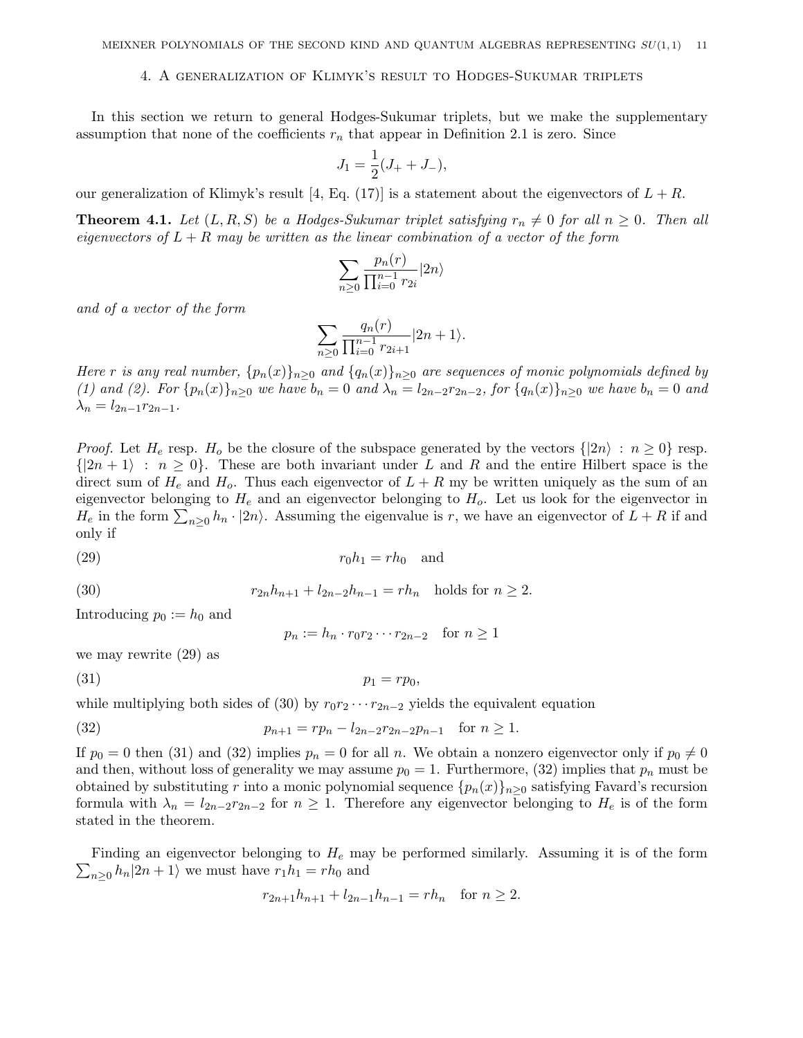## 4. A generalization of Klimyk's result to Hodges-Sukumar triplets

In this section we return to general Hodges-Sukumar triplets, but we make the supplementary assumption that none of the coefficients $r_n$ that appear in Definition 2.1 is zero. Since

$$J_1 = \frac{1}{2}(J_+ + J_-),$$

our generalization of Klimyk's result [4, Eq. (17)] is a statement about the eigenvectors of $L + R$.

**Theorem 4.1.** *Let $(L, R, S)$ be a Hodges-Sukumar triplet satisfying $r_n \neq 0$ for all $n \geq 0$. Then all eigenvectors of $L + R$ may be written as the linear combination of a vector of the form*

$$\sum_{n\geq 0} \frac{p_n(r)}{\prod_{i=0}^{n-1} r_{2i}} |2n\rangle$$

*and of a vector of the form*

$$\sum_{n\geq 0} \frac{q_n(r)}{\prod_{i=0}^{n-1} r_{2i+1}} |2n+1\rangle.$$

*Here $r$ is any real number, $\{p_n(x)\}_{n\geq 0}$ and $\{q_n(x)\}_{n\geq 0}$ are sequences of monic polynomials defined by (1) and (2). For $\{p_n(x)\}_{n\geq 0}$ we have $b_n = 0$ and $\lambda_n = l_{2n-2}r_{2n-2}$, for $\{q_n(x)\}_{n\geq 0}$ we have $b_n = 0$ and $\lambda_n = l_{2n-1}r_{2n-1}$.*

*Proof.* Let $H_e$ resp. $H_o$ be the closure of the subspace generated by the vectors $\{|2n\rangle : n \geq 0\}$ resp. $\{|2n+1\rangle : n \geq 0\}$. These are both invariant under $L$ and $R$ and the entire Hilbert space is the direct sum of $H_e$ and $H_o$. Thus each eigenvector of $L + R$ my be written uniquely as the sum of an eigenvector belonging to $H_e$ and an eigenvector belonging to $H_o$. Let us look for the eigenvector in $H_e$ in the form $\sum_{n\geq 0} h_n \cdot |2n\rangle$. Assuming the eigenvalue is $r$, we have an eigenvector of $L + R$ if and only if

$$r_0 h_1 = r h_0 \quad \text{and} \tag{29}$$

$$r_{2n} h_{n+1} + l_{2n-2} h_{n-1} = r h_n \quad \text{holds for } n \geq 2. \tag{30}$$

Introducing $p_0 := h_0$ and

$$p_n := h_n \cdot r_0 r_2 \cdots r_{2n-2} \quad \text{for } n \geq 1$$

we may rewrite (29) as

$$p_1 = r p_0, \tag{31}$$

while multiplying both sides of (30) by $r_0 r_2 \cdots r_{2n-2}$ yields the equivalent equation

$$p_{n+1} = r p_n - l_{2n-2} r_{2n-2} p_{n-1} \quad \text{for } n \geq 1. \tag{32}$$

If $p_0 = 0$ then (31) and (32) implies $p_n = 0$ for all $n$. We obtain a nonzero eigenvector only if $p_0 \neq 0$ and then, without loss of generality we may assume $p_0 = 1$. Furthermore, (32) implies that $p_n$ must be obtained by substituting $r$ into a monic polynomial sequence $\{p_n(x)\}_{n\geq 0}$ satisfying Favard's recursion formula with $\lambda_n = l_{2n-2}r_{2n-2}$ for $n \geq 1$. Therefore any eigenvector belonging to $H_e$ is of the form stated in the theorem.

Finding an eigenvector belonging to $H_e$ may be performed similarly. Assuming it is of the form $\sum_{n\geq 0} h_n |2n+1\rangle$ we must have $r_1 h_1 = r h_0$ and

$$r_{2n+1} h_{n+1} + l_{2n-1} h_{n-1} = r h_n \quad \text{for } n \geq 2.$$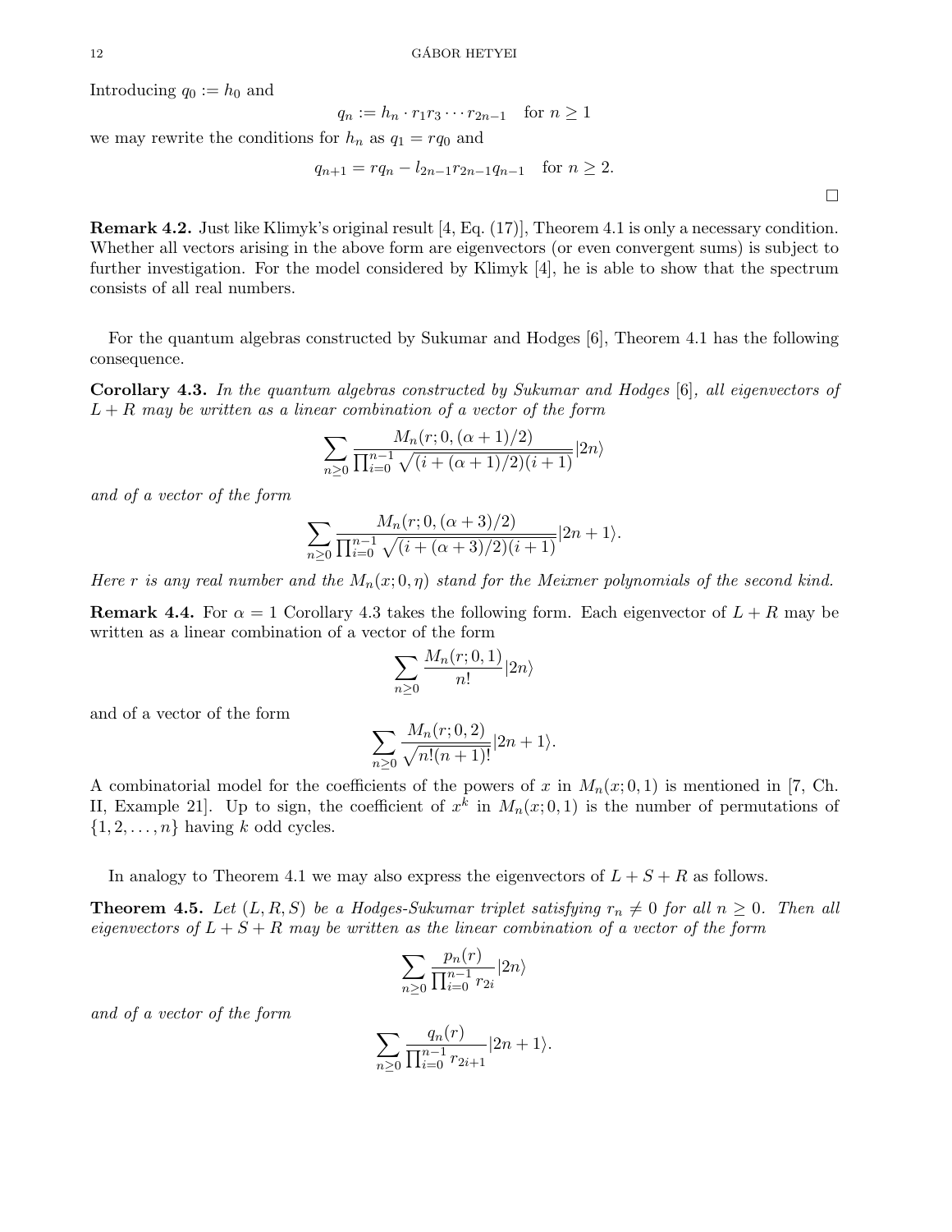Introducing $q_0 := h_0$ and

$$q_n := h_n \cdot r_1 r_3 \cdots r_{2n-1} \quad \text{for } n \geq 1$$

we may rewrite the conditions for $h_n$ as $q_1 = rq_0$ and

$$q_{n+1} = rq_n - l_{2n-1} r_{2n-1} q_{n-1} \quad \text{for } n \geq 2.$$

□

**Remark 4.2.** Just like Klimyk's original result [4, Eq. (17)], Theorem 4.1 is only a necessary condition. Whether all vectors arising in the above form are eigenvectors (or even convergent sums) is subject to further investigation. For the model considered by Klimyk [4], he is able to show that the spectrum consists of all real numbers.

For the quantum algebras constructed by Sukumar and Hodges [6], Theorem 4.1 has the following consequence.

**Corollary 4.3.** *In the quantum algebras constructed by Sukumar and Hodges* [6]*, all eigenvectors of $L + R$ may be written as a linear combination of a vector of the form*

$$\sum_{n\geq 0} \frac{M_n(r;0,(\alpha+1)/2)}{\prod_{i=0}^{n-1} \sqrt{(i+(\alpha+1)/2)(i+1)}} |2n\rangle$$

*and of a vector of the form*

$$\sum_{n\geq 0} \frac{M_n(r;0,(\alpha+3)/2)}{\prod_{i=0}^{n-1} \sqrt{(i+(\alpha+3)/2)(i+1)}} |2n+1\rangle.$$

*Here $r$ is any real number and the $M_n(x;0,\eta)$ stand for the Meixner polynomials of the second kind.*

**Remark 4.4.** For $\alpha = 1$ Corollary 4.3 takes the following form. Each eigenvector of $L + R$ may be written as a linear combination of a vector of the form

$$\sum_{n\geq 0} \frac{M_n(r;0,1)}{n!} |2n\rangle$$

and of a vector of the form

$$\sum_{n\geq 0} \frac{M_n(r;0,2)}{\sqrt{n!(n+1)!}} |2n+1\rangle.$$

A combinatorial model for the coefficients of the powers of $x$ in $M_n(x;0,1)$ is mentioned in [7, Ch. II, Example 21]. Up to sign, the coefficient of $x^k$ in $M_n(x;0,1)$ is the number of permutations of $\{1, 2, \ldots, n\}$ having $k$ odd cycles.

In analogy to Theorem 4.1 we may also express the eigenvectors of $L + S + R$ as follows.

**Theorem 4.5.** *Let $(L, R, S)$ be a Hodges-Sukumar triplet satisfying $r_n \neq 0$ for all $n \geq 0$. Then all eigenvectors of $L + S + R$ may be written as the linear combination of a vector of the form*

$$\sum_{n\geq 0} \frac{p_n(r)}{\prod_{i=0}^{n-1} r_{2i}} |2n\rangle$$

*and of a vector of the form*

$$\sum_{n\geq 0} \frac{q_n(r)}{\prod_{i=0}^{n-1} r_{2i+1}} |2n+1\rangle.$$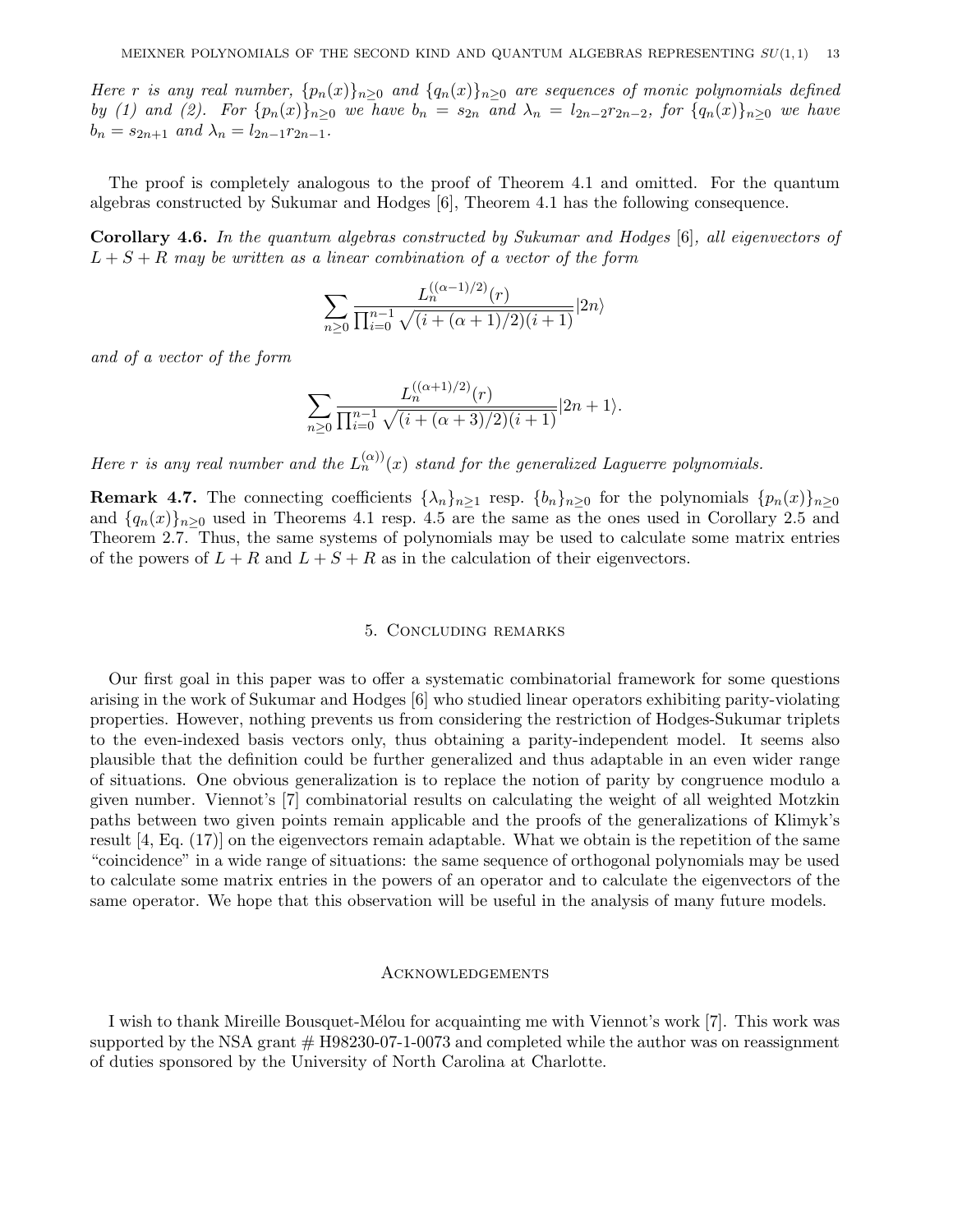*Here $r$ is any real number, $\{p_n(x)\}_{n\geq 0}$ and $\{q_n(x)\}_{n\geq 0}$ are sequences of monic polynomials defined by (1) and (2). For $\{p_n(x)\}_{n\geq 0}$ we have $b_n = s_{2n}$ and $\lambda_n = l_{2n-2}r_{2n-2}$, for $\{q_n(x)\}_{n\geq 0}$ we have $b_n = s_{2n+1}$ and $\lambda_n = l_{2n-1}r_{2n-1}$.*

The proof is completely analogous to the proof of Theorem 4.1 and omitted. For the quantum algebras constructed by Sukumar and Hodges [6], Theorem 4.1 has the following consequence.

**Corollary 4.6.** *In the quantum algebras constructed by Sukumar and Hodges* [6]*, all eigenvectors of $L + S + R$ may be written as a linear combination of a vector of the form*

$$\sum_{n\geq 0} \frac{L_n^{((\alpha-1)/2)}(r)}{\prod_{i=0}^{n-1}\sqrt{(i+(\alpha+1)/2)(i+1)}}|2n\rangle$$

*and of a vector of the form*

$$\sum_{n\geq 0} \frac{L_n^{((\alpha+1)/2)}(r)}{\prod_{i=0}^{n-1}\sqrt{(i+(\alpha+3)/2)(i+1)}}|2n+1\rangle.$$

*Here $r$ is any real number and the $L_n^{(\alpha))}(x)$ stand for the generalized Laguerre polynomials.*

**Remark 4.7.** The connecting coefficients $\{\lambda_n\}_{n\geq 1}$ resp. $\{b_n\}_{n\geq 0}$ for the polynomials $\{p_n(x)\}_{n\geq 0}$ and $\{q_n(x)\}_{n\geq 0}$ used in Theorems 4.1 resp. 4.5 are the same as the ones used in Corollary 2.5 and Theorem 2.7. Thus, the same systems of polynomials may be used to calculate some matrix entries of the powers of $L + R$ and $L + S + R$ as in the calculation of their eigenvectors.

## 5. Concluding remarks

Our first goal in this paper was to offer a systematic combinatorial framework for some questions arising in the work of Sukumar and Hodges [6] who studied linear operators exhibiting parity-violating properties. However, nothing prevents us from considering the restriction of Hodges-Sukumar triplets to the even-indexed basis vectors only, thus obtaining a parity-independent model. It seems also plausible that the definition could be further generalized and thus adaptable in an even wider range of situations. One obvious generalization is to replace the notion of parity by congruence modulo a given number. Viennot's [7] combinatorial results on calculating the weight of all weighted Motzkin paths between two given points remain applicable and the proofs of the generalizations of Klimyk's result [4, Eq. (17)] on the eigenvectors remain adaptable. What we obtain is the repetition of the same "coincidence" in a wide range of situations: the same sequence of orthogonal polynomials may be used to calculate some matrix entries in the powers of an operator and to calculate the eigenvectors of the same operator. We hope that this observation will be useful in the analysis of many future models.

## Acknowledgements

I wish to thank Mireille Bousquet-Mélou for acquainting me with Viennot's work [7]. This work was supported by the NSA grant # H98230-07-1-0073 and completed while the author was on reassignment of duties sponsored by the University of North Carolina at Charlotte.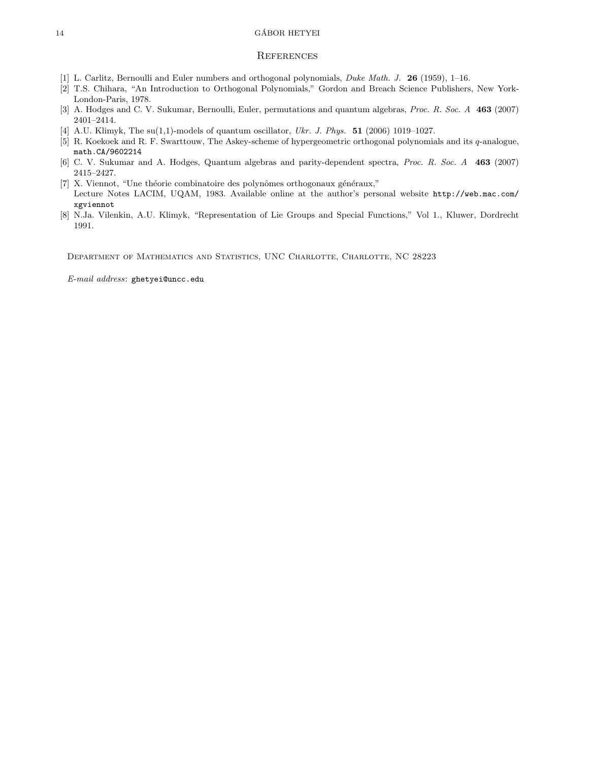## References

[1] L. Carlitz, Bernoulli and Euler numbers and orthogonal polynomials, *Duke Math. J.* **26** (1959), 1–16.

[2] T.S. Chihara, "An Introduction to Orthogonal Polynomials," Gordon and Breach Science Publishers, New York-London-Paris, 1978.

[3] A. Hodges and C. V. Sukumar, Bernoulli, Euler, permutations and quantum algebras, *Proc. R. Soc. A* **463** (2007) 2401–2414.

[4] A.U. Klimyk, The su(1,1)-models of quantum oscillator, *Ukr. J. Phys.* **51** (2006) 1019–1027.

[5] R. Koekoek and R. F. Swarttouw, The Askey-scheme of hypergeometric orthogonal polynomials and its $q$-analogue, `math.CA/9602214`

[6] C. V. Sukumar and A. Hodges, Quantum algebras and parity-dependent spectra, *Proc. R. Soc. A* **463** (2007) 2415–2427.

[7] X. Viennot, "Une théorie combinatoire des polynômes orthogonaux généraux," Lecture Notes LACIM, UQAM, 1983. Available online at the author's personal website `http://web.mac.com/xgviennot`

[8] N.Ja. Vilenkin, A.U. Klimyk, "Representation of Lie Groups and Special Functions," Vol 1., Kluwer, Dordrecht 1991.

Department of Mathematics and Statistics, UNC Charlotte, Charlotte, NC 28223

*E-mail address*: `ghetyei@uncc.edu`